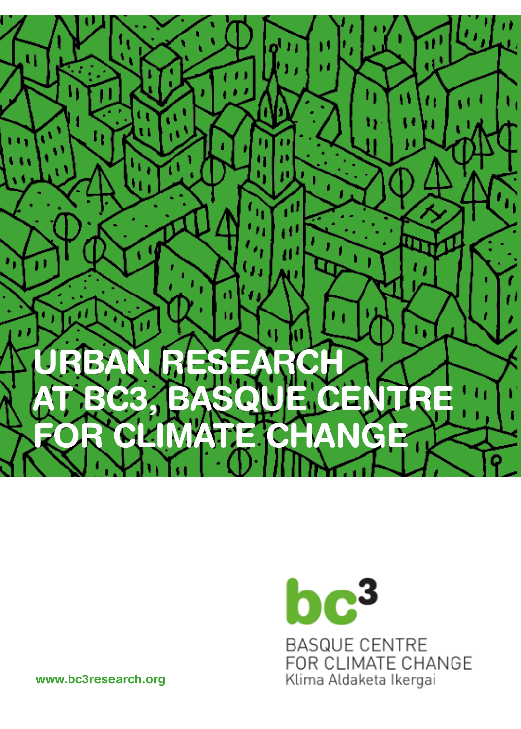# URBAN RESEARCH AT BC3, BASQUE CENTRE FOR CLIMATE CHANGE

bc$^3$

BASQUE CENTRE FOR CLIMATE CHANGE

Klima Aldaketa Ikergai

www.bc3research.org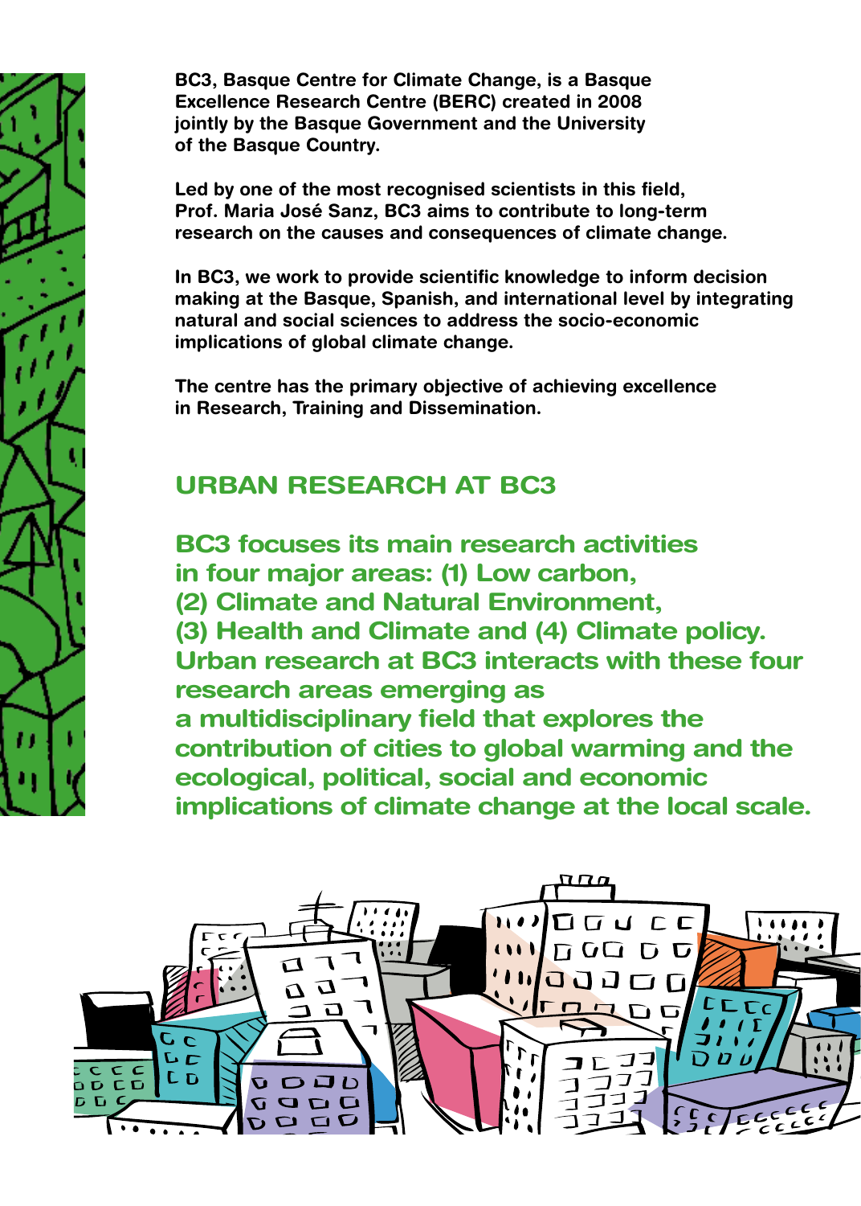**BC3, Basque Centre for Climate Change, is a Basque Excellence Research Centre (BERC) created in 2008 jointly by the Basque Government and the University of the Basque Country.**

**Led by one of the most recognised scientists in this field, Prof. Maria José Sanz, BC3 aims to contribute to long-term research on the causes and consequences of climate change.**

**In BC3, we work to provide scientific knowledge to inform decision making at the Basque, Spanish, and international level by integrating natural and social sciences to address the socio-economic implications of global climate change.**

**The centre has the primary objective of achieving excellence in Research, Training and Dissemination.**

## URBAN RESEARCH AT BC3

**BC3 focuses its main research activities in four major areas: (1) Low carbon, (2) Climate and Natural Environment, (3) Health and Climate and (4) Climate policy. Urban research at BC3 interacts with these four research areas emerging as a multidisciplinary field that explores the contribution of cities to global warming and the ecological, political, social and economic implications of climate change at the local scale.**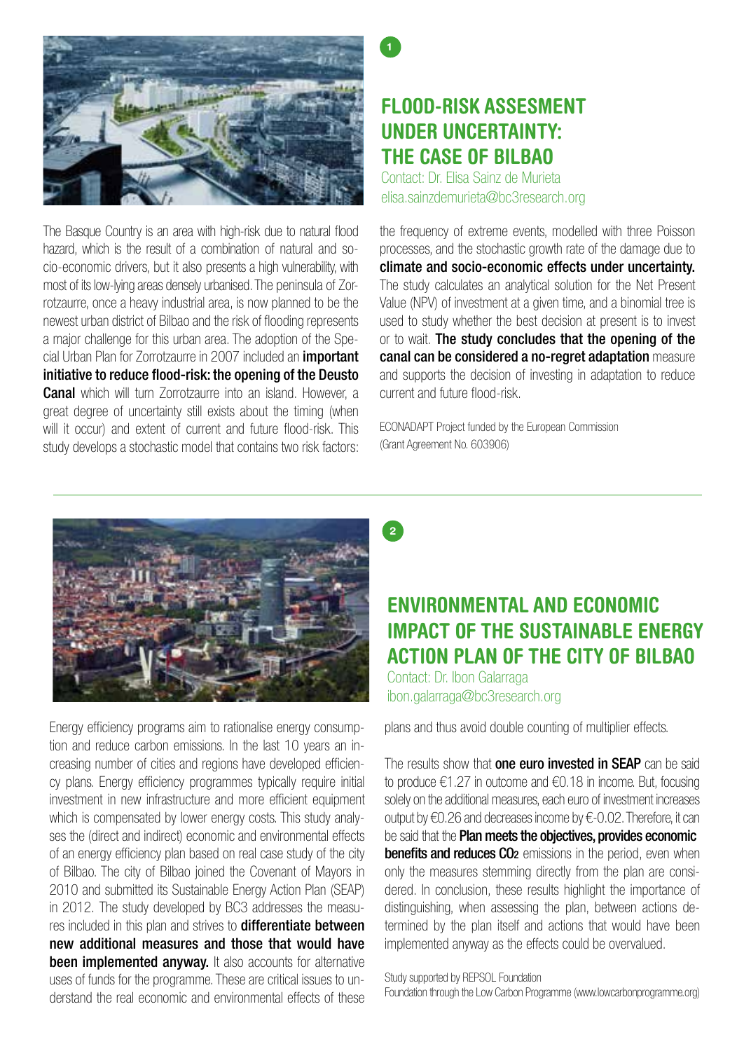1

## FLOOD-RISK ASSESMENT UNDER UNCERTAINTY: THE CASE OF BILBAO

Contact: Dr. Elisa Sainz de Murieta
elisa.sainzdemurieta@bc3research.org

The Basque Country is an area with high-risk due to natural flood hazard, which is the result of a combination of natural and socio-economic drivers, but it also presents a high vulnerability, with most of its low-lying areas densely urbanised. The peninsula of Zorrotzaurre, once a heavy industrial area, is now planned to be the newest urban district of Bilbao and the risk of flooding represents a major challenge for this urban area. The adoption of the Special Urban Plan for Zorrotzaurre in 2007 included an **important initiative to reduce flood-risk: the opening of the Deusto Canal** which will turn Zorrotzaurre into an island. However, a great degree of uncertainty still exists about the timing (when will it occur) and extent of current and future flood-risk. This study develops a stochastic model that contains two risk factors: the frequency of extreme events, modelled with three Poisson processes, and the stochastic growth rate of the damage due to **climate and socio-economic effects under uncertainty.** The study calculates an analytical solution for the Net Present Value (NPV) of investment at a given time, and a binomial tree is used to study whether the best decision at present is to invest or to wait. **The study concludes that the opening of the canal can be considered a no-regret adaptation** measure and supports the decision of investing in adaptation to reduce current and future flood-risk.

ECONADAPT Project funded by the European Commission
(Grant Agreement No. 603906)

---

2

## ENVIRONMENTAL AND ECONOMIC IMPACT OF THE SUSTAINABLE ENERGY ACTION PLAN OF THE CITY OF BILBAO

Contact: Dr. Ibon Galarraga
ibon.galarraga@bc3research.org

Energy efficiency programs aim to rationalise energy consumption and reduce carbon emissions. In the last 10 years an increasing number of cities and regions have developed efficiency plans. Energy efficiency programmes typically require initial investment in new infrastructure and more efficient equipment which is compensated by lower energy costs. This study analyses the (direct and indirect) economic and environmental effects of an energy efficiency plan based on real case study of the city of Bilbao. The city of Bilbao joined the Covenant of Mayors in 2010 and submitted its Sustainable Energy Action Plan (SEAP) in 2012. The study developed by BC3 addresses the measures included in this plan and strives to **differentiate between new additional measures and those that would have been implemented anyway.** It also accounts for alternative uses of funds for the programme. These are critical issues to understand the real economic and environmental effects of these plans and thus avoid double counting of multiplier effects.

The results show that **one euro invested in SEAP** can be said to produce €1.27 in outcome and €0.18 in income. But, focusing solely on the additional measures, each euro of investment increases output by €0.26 and decreases income by €-0.02. Therefore, it can be said that the **Plan meets the objectives, provides economic benefits and reduces $CO_2$** emissions in the period, even when only the measures stemming directly from the plan are considered. In conclusion, these results highlight the importance of distinguishing, when assessing the plan, between actions determined by the plan itself and actions that would have been implemented anyway as the effects could be overvalued.

Study supported by REPSOL Foundation
Foundation through the Low Carbon Programme (www.lowcarbonprogramme.org)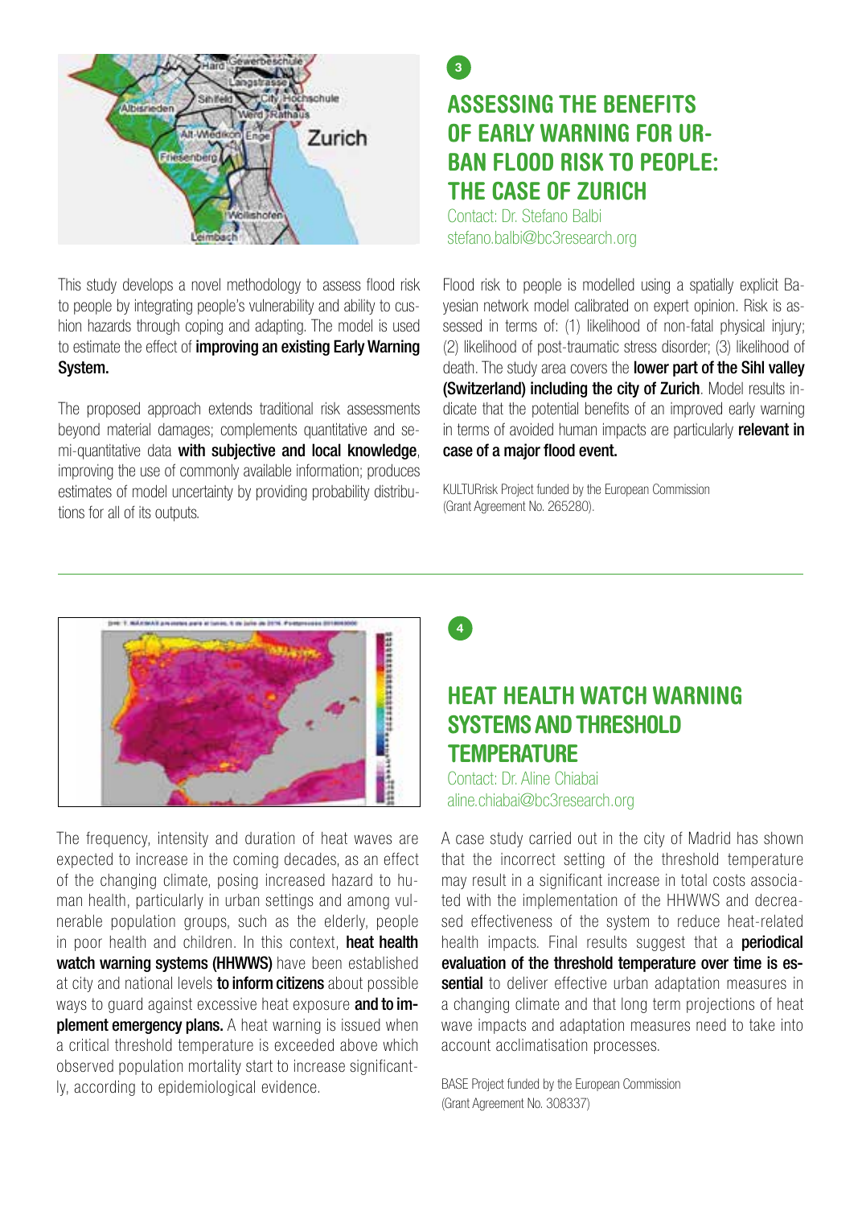## 3

## ASSESSING THE BENEFITS OF EARLY WARNING FOR URBAN FLOOD RISK TO PEOPLE: THE CASE OF ZURICH

Contact: Dr. Stefano Balbi
stefano.balbi@bc3research.org

This study develops a novel methodology to assess flood risk to people by integrating people's vulnerability and ability to cushion hazards through coping and adapting. The model is used to estimate the effect of **improving an existing Early Warning System.**

The proposed approach extends traditional risk assessments beyond material damages; complements quantitative and semi-quantitative data **with subjective and local knowledge**, improving the use of commonly available information; produces estimates of model uncertainty by providing probability distributions for all of its outputs.

Flood risk to people is modelled using a spatially explicit Bayesian network model calibrated on expert opinion. Risk is assessed in terms of: (1) likelihood of non-fatal physical injury; (2) likelihood of post-traumatic stress disorder; (3) likelihood of death. The study area covers the **lower part of the Sihl valley (Switzerland) including the city of Zurich**. Model results indicate that the potential benefits of an improved early warning in terms of avoided human impacts are particularly **relevant in case of a major flood event.**

KULTURrisk Project funded by the European Commission (Grant Agreement No. 265280).

## 4

## HEAT HEALTH WATCH WARNING SYSTEMS AND THRESHOLD TEMPERATURE

Contact: Dr. Aline Chiabai
aline.chiabai@bc3research.org

The frequency, intensity and duration of heat waves are expected to increase in the coming decades, as an effect of the changing climate, posing increased hazard to human health, particularly in urban settings and among vulnerable population groups, such as the elderly, people in poor health and children. In this context, **heat health watch warning systems (HHWWS)** have been established at city and national levels **to inform citizens** about possible ways to guard against excessive heat exposure **and to implement emergency plans.** A heat warning is issued when a critical threshold temperature is exceeded above which observed population mortality start to increase significantly, according to epidemiological evidence.

A case study carried out in the city of Madrid has shown that the incorrect setting of the threshold temperature may result in a significant increase in total costs associated with the implementation of the HHWWS and decreased effectiveness of the system to reduce heat-related health impacts. Final results suggest that a **periodical evaluation of the threshold temperature over time is essential** to deliver effective urban adaptation measures in a changing climate and that long term projections of heat wave impacts and adaptation measures need to take into account acclimatisation processes.

BASE Project funded by the European Commission (Grant Agreement No. 308337)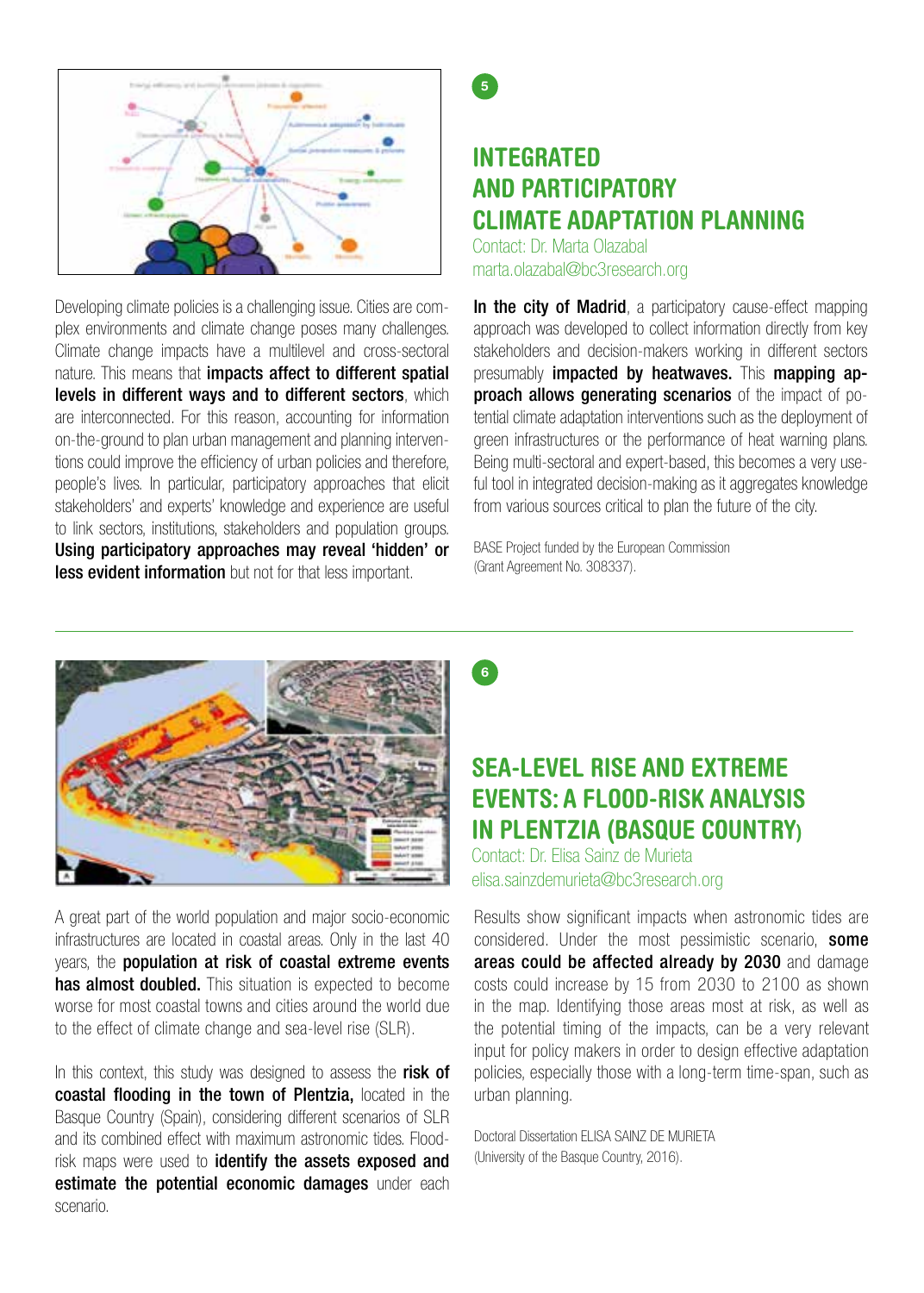5

## INTEGRATED AND PARTICIPATORY CLIMATE ADAPTATION PLANNING

Contact: Dr. Marta Olazabal
marta.olazabal@bc3research.org

Developing climate policies is a challenging issue. Cities are complex environments and climate change poses many challenges. Climate change impacts have a multilevel and cross-sectoral nature. This means that **impacts affect to different spatial levels in different ways and to different sectors**, which are interconnected. For this reason, accounting for information on-the-ground to plan urban management and planning interventions could improve the efficiency of urban policies and therefore, people's lives. In particular, participatory approaches that elicit stakeholders' and experts' knowledge and experience are useful to link sectors, institutions, stakeholders and population groups. **Using participatory approaches may reveal 'hidden' or less evident information** but not for that less important.

**In the city of Madrid**, a participatory cause-effect mapping approach was developed to collect information directly from key stakeholders and decision-makers working in different sectors presumably **impacted by heatwaves.** This **mapping approach allows generating scenarios** of the impact of potential climate adaptation interventions such as the deployment of green infrastructures or the performance of heat warning plans. Being multi-sectoral and expert-based, this becomes a very useful tool in integrated decision-making as it aggregates knowledge from various sources critical to plan the future of the city.

BASE Project funded by the European Commission (Grant Agreement No. 308337).

---

6

## SEA-LEVEL RISE AND EXTREME EVENTS: A FLOOD-RISK ANALYSIS IN PLENTZIA (BASQUE COUNTRY)

Contact: Dr. Elisa Sainz de Murieta
elisa.sainzdemurieta@bc3research.org

A great part of the world population and major socio-economic infrastructures are located in coastal areas. Only in the last 40 years, the **population at risk of coastal extreme events has almost doubled.** This situation is expected to become worse for most coastal towns and cities around the world due to the effect of climate change and sea-level rise (SLR).

In this context, this study was designed to assess the **risk of coastal flooding in the town of Plentzia,** located in the Basque Country (Spain), considering different scenarios of SLR and its combined effect with maximum astronomic tides. Flood-risk maps were used to **identify the assets exposed and estimate the potential economic damages** under each scenario.

Results show significant impacts when astronomic tides are considered. Under the most pessimistic scenario, **some areas could be affected already by 2030** and damage costs could increase by 15 from 2030 to 2100 as shown in the map. Identifying those areas most at risk, as well as the potential timing of the impacts, can be a very relevant input for policy makers in order to design effective adaptation policies, especially those with a long-term time-span, such as urban planning.

Doctoral Dissertation ELISA SAINZ DE MURIETA (University of the Basque Country, 2016).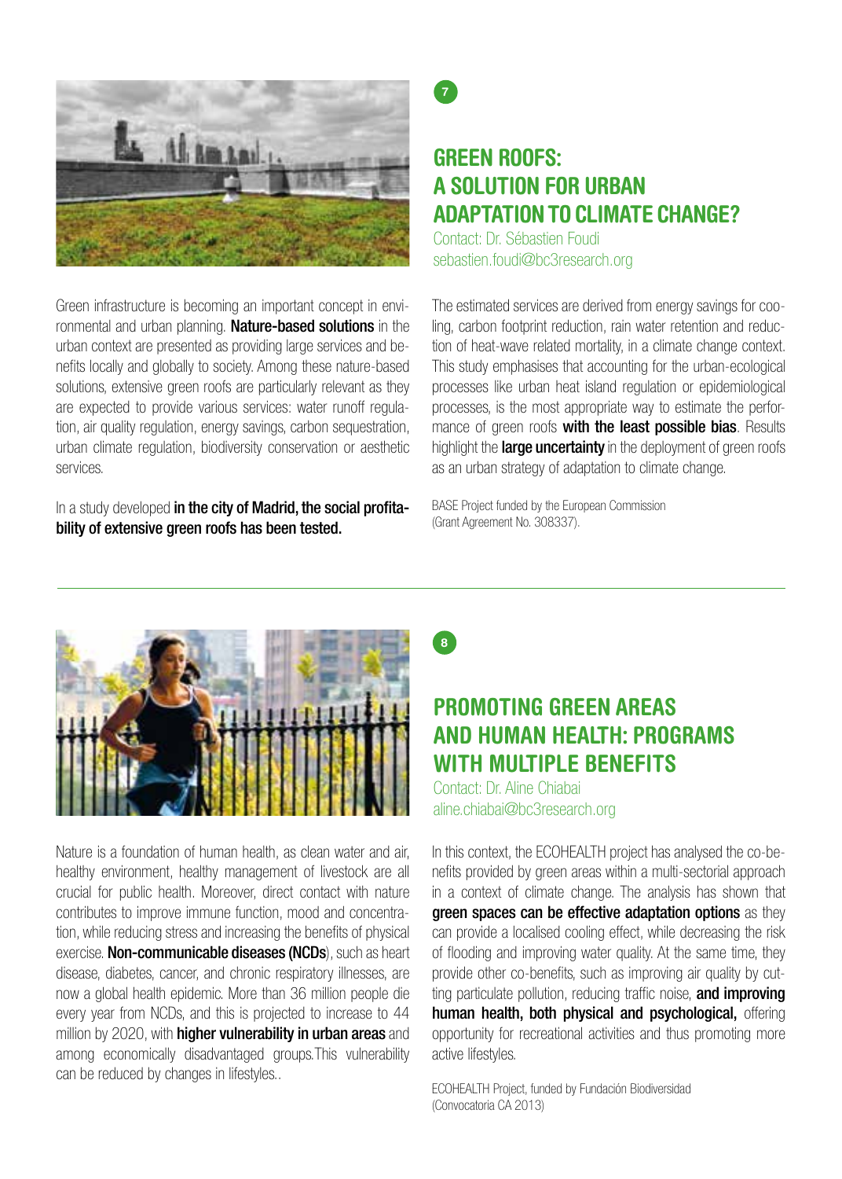7

## GREEN ROOFS: A SOLUTION FOR URBAN ADAPTATION TO CLIMATE CHANGE?

Contact: Dr. Sébastien Foudi
sebastien.foudi@bc3research.org

Green infrastructure is becoming an important concept in environmental and urban planning. **Nature-based solutions** in the urban context are presented as providing large services and benefits locally and globally to society. Among these nature-based solutions, extensive green roofs are particularly relevant as they are expected to provide various services: water runoff regulation, air quality regulation, energy savings, carbon sequestration, urban climate regulation, biodiversity conservation or aesthetic services.

In a study developed **in the city of Madrid, the social profitability of extensive green roofs has been tested.**

The estimated services are derived from energy savings for cooling, carbon footprint reduction, rain water retention and reduction of heat-wave related mortality, in a climate change context. This study emphasises that accounting for the urban-ecological processes like urban heat island regulation or epidemiological processes, is the most appropriate way to estimate the performance of green roofs **with the least possible bias**. Results highlight the **large uncertainty** in the deployment of green roofs as an urban strategy of adaptation to climate change.

BASE Project funded by the European Commission
(Grant Agreement No. 308337).

8

## PROMOTING GREEN AREAS AND HUMAN HEALTH: PROGRAMS WITH MULTIPLE BENEFITS

Contact: Dr. Aline Chiabai
aline.chiabai@bc3research.org

Nature is a foundation of human health, as clean water and air, healthy environment, healthy management of livestock are all crucial for public health. Moreover, direct contact with nature contributes to improve immune function, mood and concentration, while reducing stress and increasing the benefits of physical exercise. **Non-communicable diseases (NCDs**), such as heart disease, diabetes, cancer, and chronic respiratory illnesses, are now a global health epidemic. More than 36 million people die every year from NCDs, and this is projected to increase to 44 million by 2020, with **higher vulnerability in urban areas** and among economically disadvantaged groups.This vulnerability can be reduced by changes in lifestyles..

In this context, the ECOHEALTH project has analysed the co-benefits provided by green areas within a multi-sectorial approach in a context of climate change. The analysis has shown that **green spaces can be effective adaptation options** as they can provide a localised cooling effect, while decreasing the risk of flooding and improving water quality. At the same time, they provide other co-benefits, such as improving air quality by cutting particulate pollution, reducing traffic noise, **and improving human health, both physical and psychological,** offering opportunity for recreational activities and thus promoting more active lifestyles.

ECOHEALTH Project, funded by Fundación Biodiversidad
(Convocatoria CA 2013)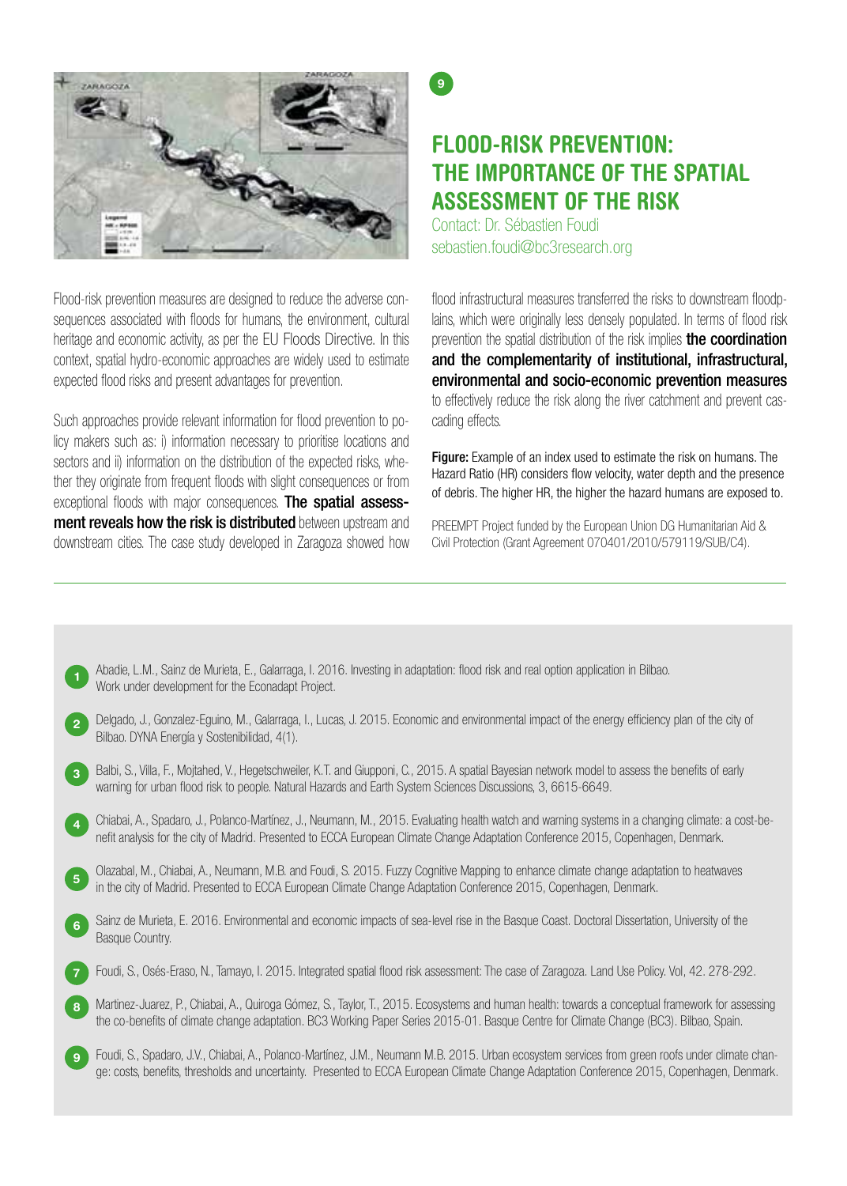9

## FLOOD-RISK PREVENTION: THE IMPORTANCE OF THE SPATIAL ASSESSMENT OF THE RISK

Contact: Dr. Sébastien Foudi
sebastien.foudi@bc3research.org

Flood-risk prevention measures are designed to reduce the adverse consequences associated with floods for humans, the environment, cultural heritage and economic activity, as per the EU Floods Directive. In this context, spatial hydro-economic approaches are widely used to estimate expected flood risks and present advantages for prevention.

Such approaches provide relevant information for flood prevention to policy makers such as: i) information necessary to prioritise locations and sectors and ii) information on the distribution of the expected risks, whether they originate from frequent floods with slight consequences or from exceptional floods with major consequences. **The spatial assessment reveals how the risk is distributed** between upstream and downstream cities. The case study developed in Zaragoza showed how flood infrastructural measures transferred the risks to downstream floodplains, which were originally less densely populated. In terms of flood risk prevention the spatial distribution of the risk implies **the coordination and the complementarity of institutional, infrastructural, environmental and socio-economic prevention measures** to effectively reduce the risk along the river catchment and prevent cascading effects.

**Figure:** Example of an index used to estimate the risk on humans. The Hazard Ratio (HR) considers flow velocity, water depth and the presence of debris. The higher HR, the higher the hazard humans are exposed to.

PREEMPT Project funded by the European Union DG Humanitarian Aid & Civil Protection (Grant Agreement 070401/2010/579119/SUB/C4).

---

1. Abadie, L.M., Sainz de Murieta, E., Galarraga, I. 2016. Investing in adaptation: flood risk and real option application in Bilbao. Work under development for the Econadapt Project.
2. Delgado, J., Gonzalez-Eguino, M., Galarraga, I., Lucas, J. 2015. Economic and environmental impact of the energy efficiency plan of the city of Bilbao. DYNA Energía y Sostenibilidad, 4(1).
3. Balbi, S., Villa, F., Mojtahed, V., Hegetschweiler, K.T. and Giupponi, C., 2015. A spatial Bayesian network model to assess the benefits of early warning for urban flood risk to people. Natural Hazards and Earth System Sciences Discussions, 3, 6615-6649.
4. Chiabai, A., Spadaro, J., Polanco-Martínez, J., Neumann, M., 2015. Evaluating health watch and warning systems in a changing climate: a cost-benefit analysis for the city of Madrid. Presented to ECCA European Climate Change Adaptation Conference 2015, Copenhagen, Denmark.
5. Olazabal, M., Chiabai, A., Neumann, M.B. and Foudi, S. 2015. Fuzzy Cognitive Mapping to enhance climate change adaptation to heatwaves in the city of Madrid. Presented to ECCA European Climate Change Adaptation Conference 2015, Copenhagen, Denmark.
6. Sainz de Murieta, E. 2016. Environmental and economic impacts of sea-level rise in the Basque Coast. Doctoral Dissertation, University of the Basque Country.
7. Foudi, S., Osés-Eraso, N., Tamayo, I. 2015. Integrated spatial flood risk assessment: The case of Zaragoza. Land Use Policy. Vol, 42. 278-292.
8. Martinez-Juarez, P., Chiabai, A., Quiroga Gómez, S., Taylor, T., 2015. Ecosystems and human health: towards a conceptual framework for assessing the co-benefits of climate change adaptation. BC3 Working Paper Series 2015-01. Basque Centre for Climate Change (BC3). Bilbao, Spain.
9. Foudi, S., Spadaro, J.V., Chiabai, A., Polanco-Martínez, J.M., Neumann M.B. 2015. Urban ecosystem services from green roofs under climate change: costs, benefits, thresholds and uncertainty. Presented to ECCA European Climate Change Adaptation Conference 2015, Copenhagen, Denmark.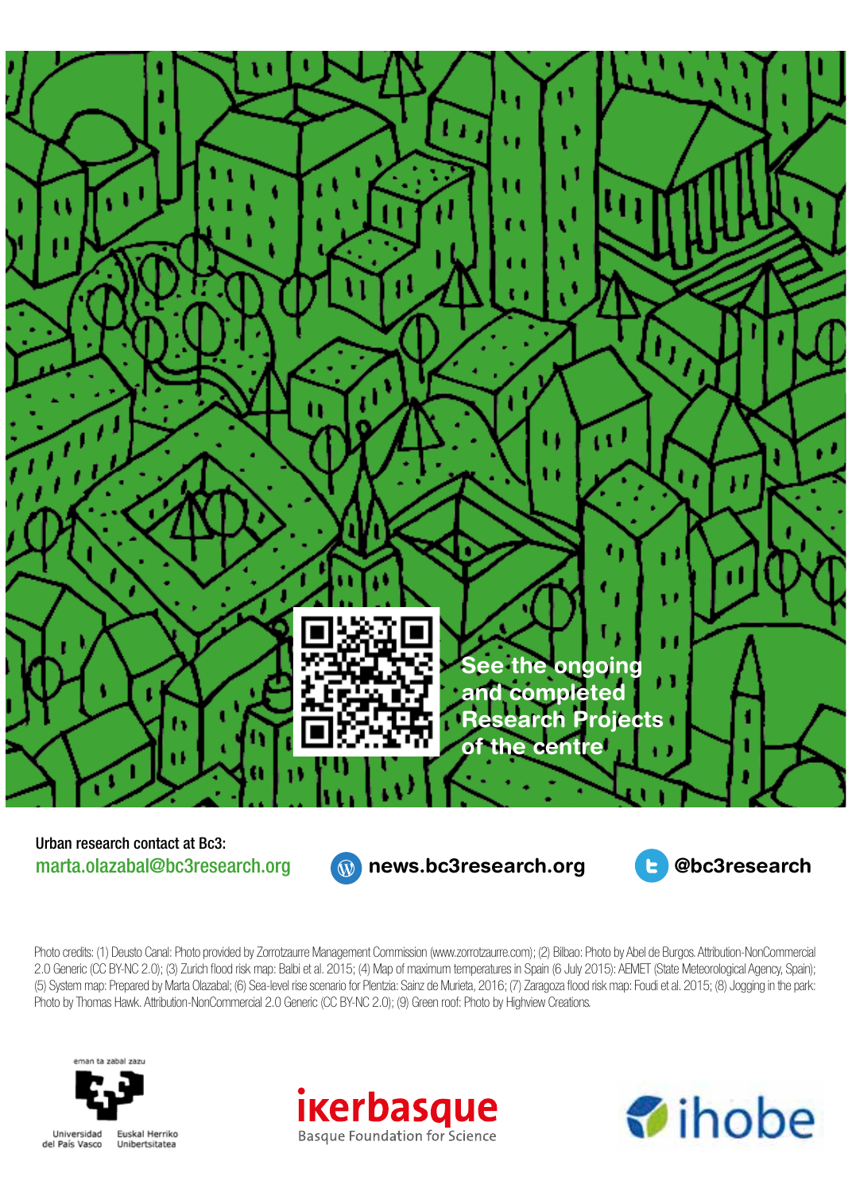See the ongoing and completed Research Projects of the centre

Urban research contact at Bc3:
marta.olazabal@bc3research.org

news.bc3research.org

@bc3research

Photo credits: (1) Deusto Canal: Photo provided by Zorrotzaurre Management Commission (www.zorrotzaurre.com); (2) Bilbao: Photo by Abel de Burgos. Attribution-NonCommercial 2.0 Generic (CC BY-NC 2.0); (3) Zurich flood risk map: Balbi et al. 2015; (4) Map of maximum temperatures in Spain (6 July 2015): AEMET (State Meteorological Agency, Spain); (5) System map: Prepared by Marta Olazabal; (6) Sea-level rise scenario for Plentzia: Sainz de Murieta, 2016; (7) Zaragoza flood risk map: Foudi et al. 2015; (8) Jogging in the park: Photo by Thomas Hawk. Attribution-NonCommercial 2.0 Generic (CC BY-NC 2.0); (9) Green roof: Photo by Highview Creations.

eman ta zabal zazu

Universidad del País Vasco Euskal Herriko Unibertsitatea

ikerbasque
Basque Foundation for Science

ihobe